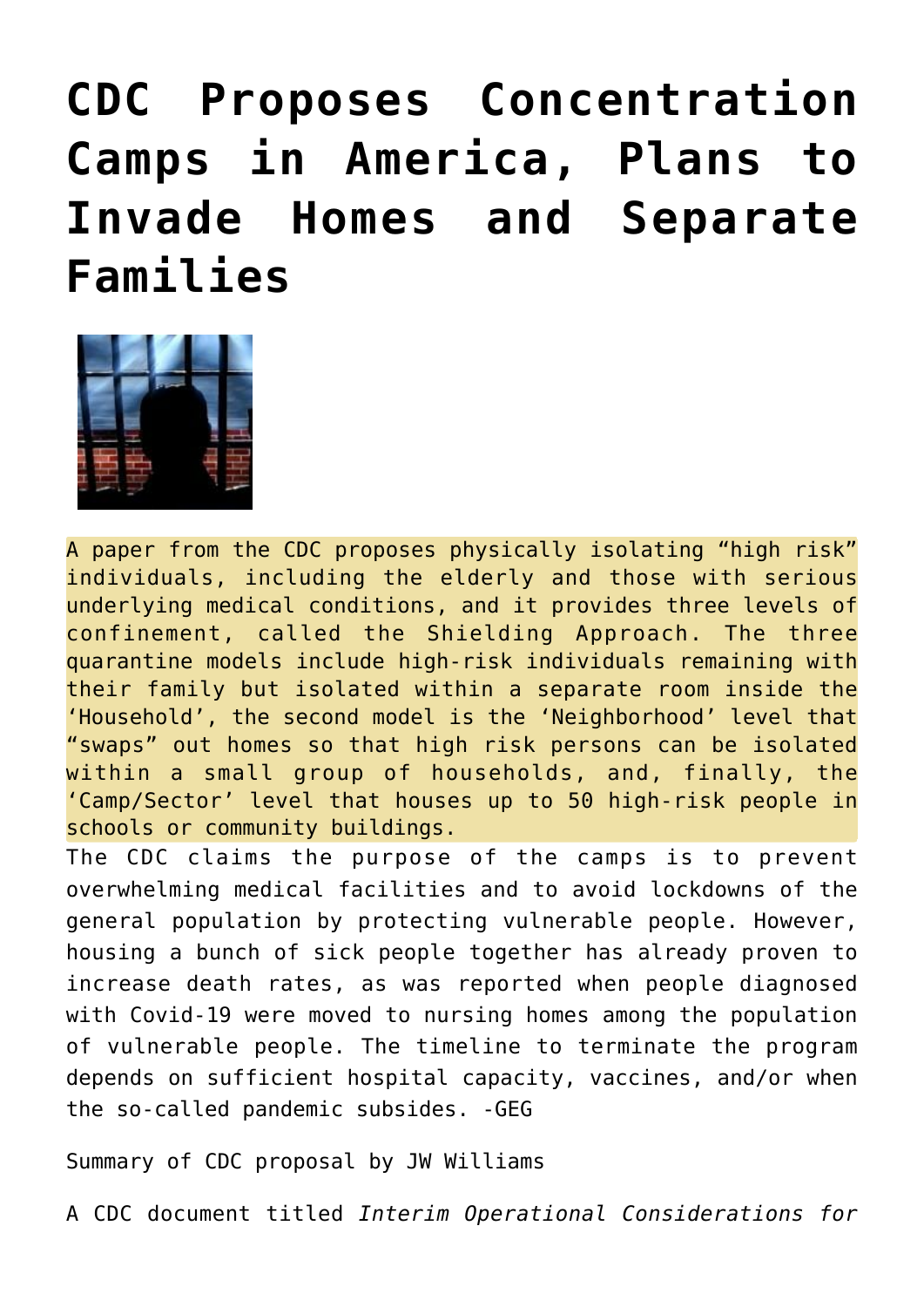# CDC Proposes Concentration Camps in America, Plans to Invade Homes and Separate Families

A paper from the CDC proposes physically isolating "high risk" individuals, including the elderly and those with serious underlying medical conditions, and it provides three levels of confinement, called the Shielding Approach. The three quarantine models include high-risk individuals remaining with their family but isolated within a separate room inside the 'Household', the second model is the 'Neighborhood' level that "swaps" out homes so that high risk persons can be isolated within a small group of households, and, finally, the 'Camp/Sector' level that houses up to 50 high-risk people in schools or community buildings.

The CDC claims the purpose of the camps is to prevent overwhelming medical facilities and to avoid lockdowns of the general population by protecting vulnerable people. However, housing a bunch of sick people together has already proven to increase death rates, as was reported when people diagnosed with Covid-19 were moved to nursing homes among the population of vulnerable people. The timeline to terminate the program depends on sufficient hospital capacity, vaccines, and/or when the so-called pandemic subsides. -GEG

Summary of CDC proposal by JW Williams

A CDC document titled *Interim Operational Considerations for*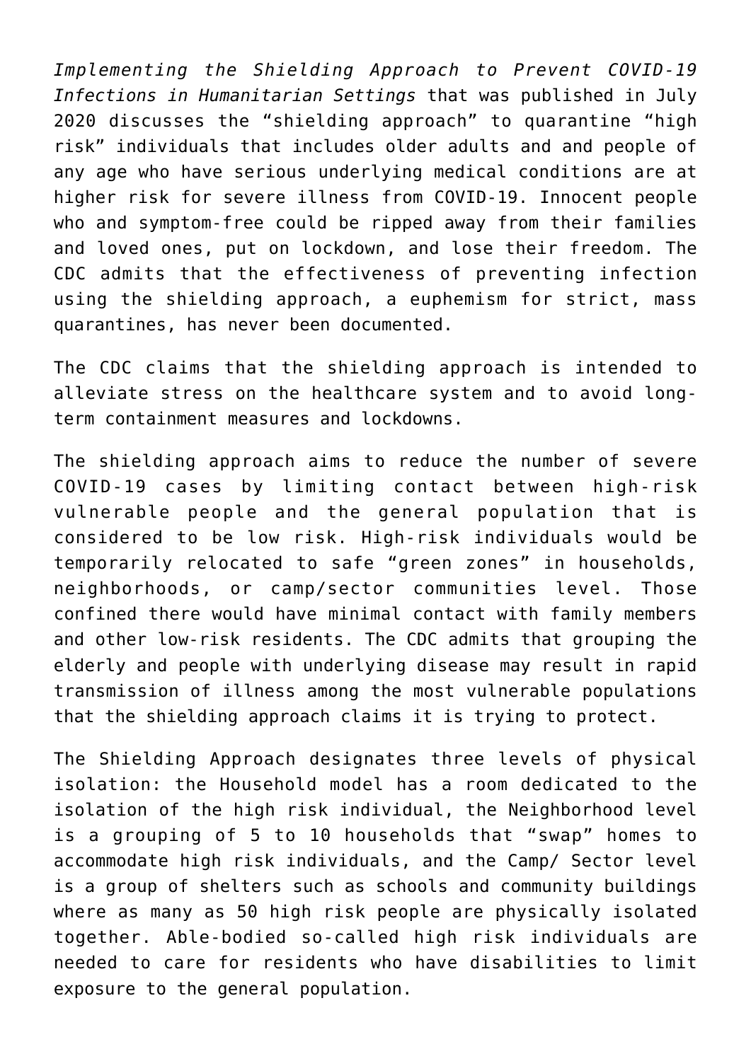*Implementing the Shielding Approach to Prevent COVID-19 Infections in Humanitarian Settings* that was published in July 2020 discusses the "shielding approach" to quarantine "high risk" individuals that includes older adults and and people of any age who have serious underlying medical conditions are at higher risk for severe illness from COVID-19. Innocent people who and symptom-free could be ripped away from their families and loved ones, put on lockdown, and lose their freedom. The CDC admits that the effectiveness of preventing infection using the shielding approach, a euphemism for strict, mass quarantines, has never been documented.

The CDC claims that the shielding approach is intended to alleviate stress on the healthcare system and to avoid long-term containment measures and lockdowns.

The shielding approach aims to reduce the number of severe COVID-19 cases by limiting contact between high-risk vulnerable people and the general population that is considered to be low risk. High-risk individuals would be temporarily relocated to safe "green zones" in households, neighborhoods, or camp/sector communities level. Those confined there would have minimal contact with family members and other low-risk residents. The CDC admits that grouping the elderly and people with underlying disease may result in rapid transmission of illness among the most vulnerable populations that the shielding approach claims it is trying to protect.

The Shielding Approach designates three levels of physical isolation: the Household model has a room dedicated to the isolation of the high risk individual, the Neighborhood level is a grouping of 5 to 10 households that "swap" homes to accommodate high risk individuals, and the Camp/ Sector level is a group of shelters such as schools and community buildings where as many as 50 high risk people are physically isolated together. Able-bodied so-called high risk individuals are needed to care for residents who have disabilities to limit exposure to the general population.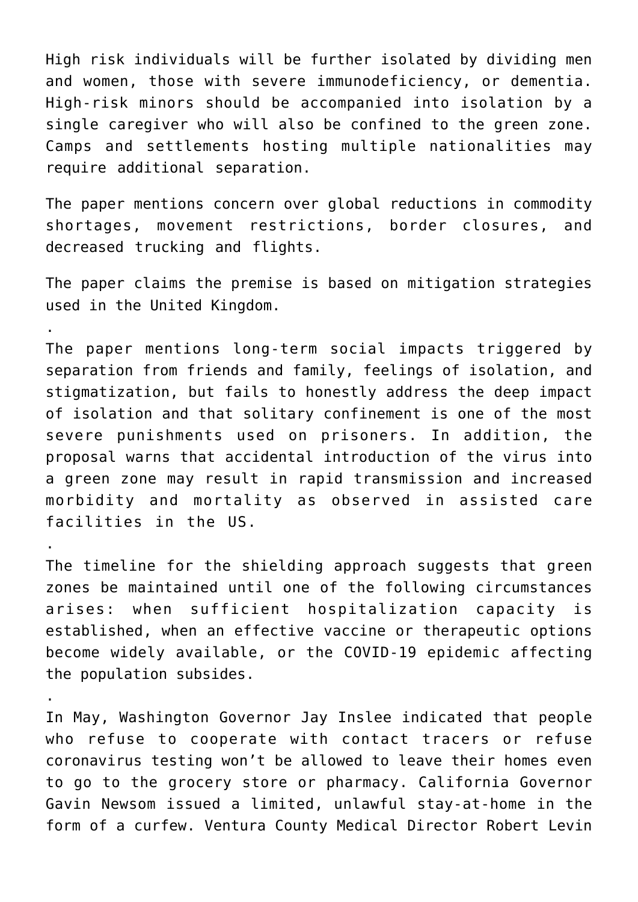High risk individuals will be further isolated by dividing men and women, those with severe immunodeficiency, or dementia. High-risk minors should be accompanied into isolation by a single caregiver who will also be confined to the green zone. Camps and settlements hosting multiple nationalities may require additional separation.

The paper mentions concern over global reductions in commodity shortages, movement restrictions, border closures, and decreased trucking and flights.

The paper claims the premise is based on mitigation strategies used in the United Kingdom.

.

The paper mentions long-term social impacts triggered by separation from friends and family, feelings of isolation, and stigmatization, but fails to honestly address the deep impact of isolation and that solitary confinement is one of the most severe punishments used on prisoners. In addition, the proposal warns that accidental introduction of the virus into a green zone may result in rapid transmission and increased morbidity and mortality as observed in assisted care facilities in the US.

.

The timeline for the shielding approach suggests that green zones be maintained until one of the following circumstances arises: when sufficient hospitalization capacity is established, when an effective vaccine or therapeutic options become widely available, or the COVID-19 epidemic affecting the population subsides.

.

In May, Washington Governor Jay Inslee indicated that people who refuse to cooperate with contact tracers or refuse coronavirus testing won't be allowed to leave their homes even to go to the grocery store or pharmacy. California Governor Gavin Newsom issued a limited, unlawful stay-at-home in the form of a curfew. Ventura County Medical Director Robert Levin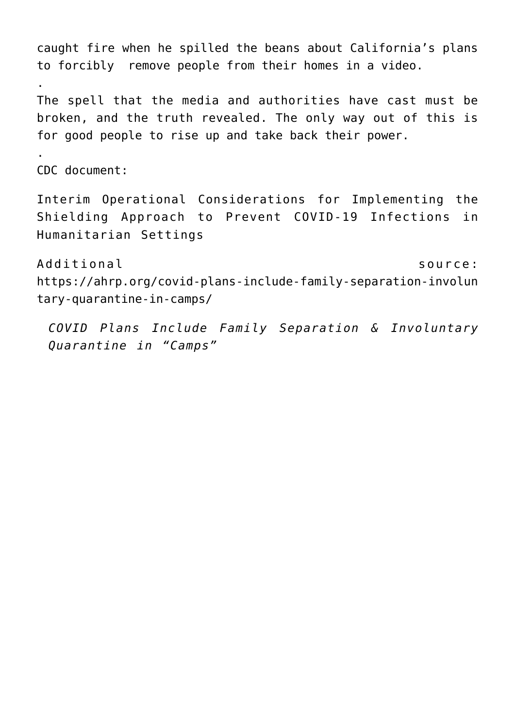caught fire when he spilled the beans about California's plans to forcibly remove people from their homes in a video.

.

The spell that the media and authorities have cast must be broken, and the truth revealed. The only way out of this is for good people to rise up and take back their power.

.

CDC document:

Interim Operational Considerations for Implementing the Shielding Approach to Prevent COVID-19 Infections in Humanitarian Settings

Additional source: https://ahrp.org/covid-plans-include-family-separation-involuntary-quarantine-in-camps/

> *COVID Plans Include Family Separation & Involuntary Quarantine in "Camps"*